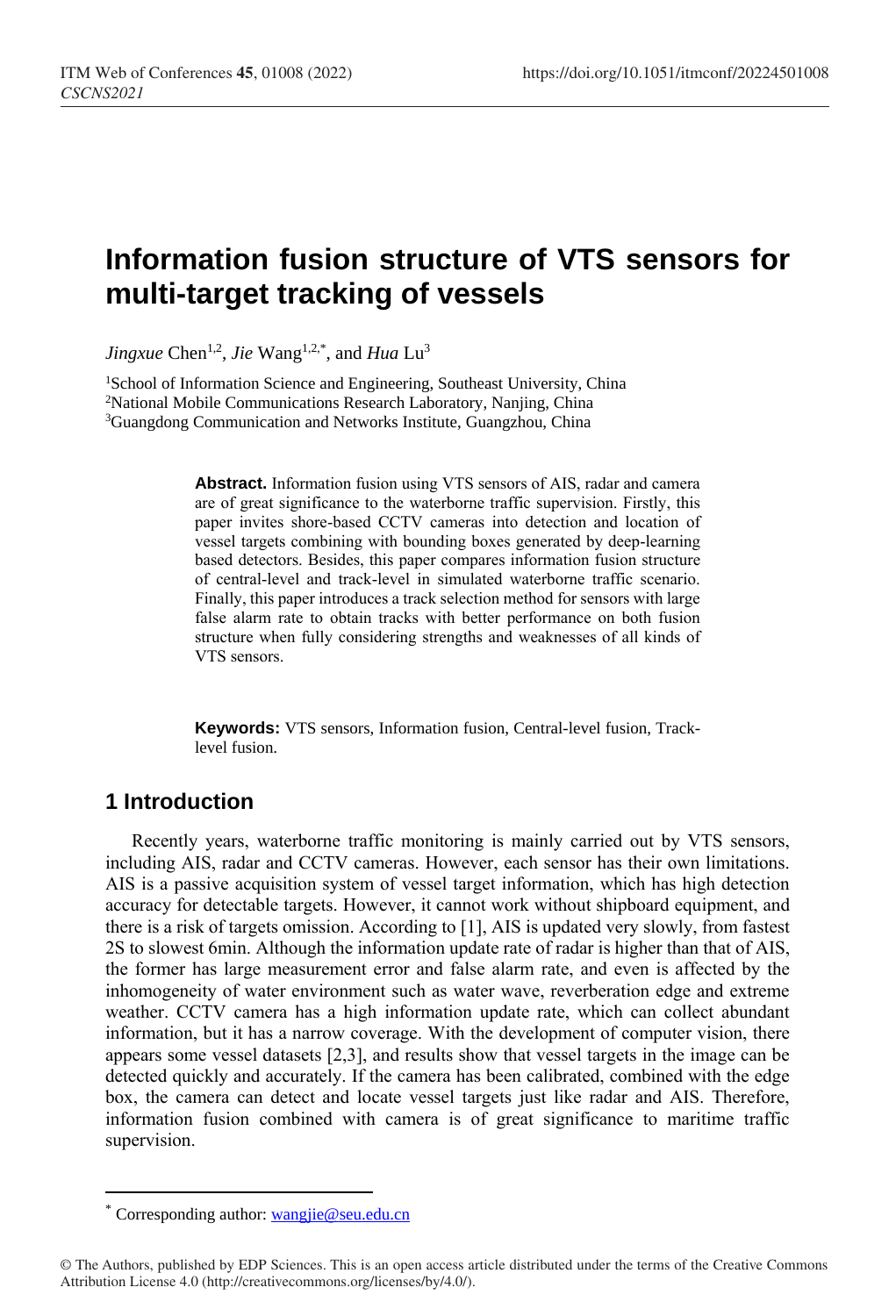# Information fusion structure of VTS sensors for multi-target tracking of vessels

*Jingxue* Chen[1,2], *Jie* Wang[1,2,*], and *Hua* Lu[3]

[1]School of Information Science and Engineering, Southeast University, China
[2]National Mobile Communications Research Laboratory, Nanjing, China
[3]Guangdong Communication and Networks Institute, Guangzhou, China

**Abstract.** Information fusion using VTS sensors of AIS, radar and camera are of great significance to the waterborne traffic supervision. Firstly, this paper invites shore-based CCTV cameras into detection and location of vessel targets combining with bounding boxes generated by deep-learning based detectors. Besides, this paper compares information fusion structure of central-level and track-level in simulated waterborne traffic scenario. Finally, this paper introduces a track selection method for sensors with large false alarm rate to obtain tracks with better performance on both fusion structure when fully considering strengths and weaknesses of all kinds of VTS sensors.

**Keywords:** VTS sensors, Information fusion, Central-level fusion, Track-level fusion.

## 1 Introduction

Recently years, waterborne traffic monitoring is mainly carried out by VTS sensors, including AIS, radar and CCTV cameras. However, each sensor has their own limitations. AIS is a passive acquisition system of vessel target information, which has high detection accuracy for detectable targets. However, it cannot work without shipboard equipment, and there is a risk of targets omission. According to [1], AIS is updated very slowly, from fastest 2S to slowest 6min. Although the information update rate of radar is higher than that of AIS, the former has large measurement error and false alarm rate, and even is affected by the inhomogeneity of water environment such as water wave, reverberation edge and extreme weather. CCTV camera has a high information update rate, which can collect abundant information, but it has a narrow coverage. With the development of computer vision, there appears some vessel datasets [2,3], and results show that vessel targets in the image can be detected quickly and accurately. If the camera has been calibrated, combined with the edge box, the camera can detect and locate vessel targets just like radar and AIS. Therefore, information fusion combined with camera is of great significance to maritime traffic supervision.

* Corresponding author: wangjie@seu.edu.cn

© The Authors, published by EDP Sciences. This is an open access article distributed under the terms of the Creative Commons Attribution License 4.0 (http://creativecommons.org/licenses/by/4.0/).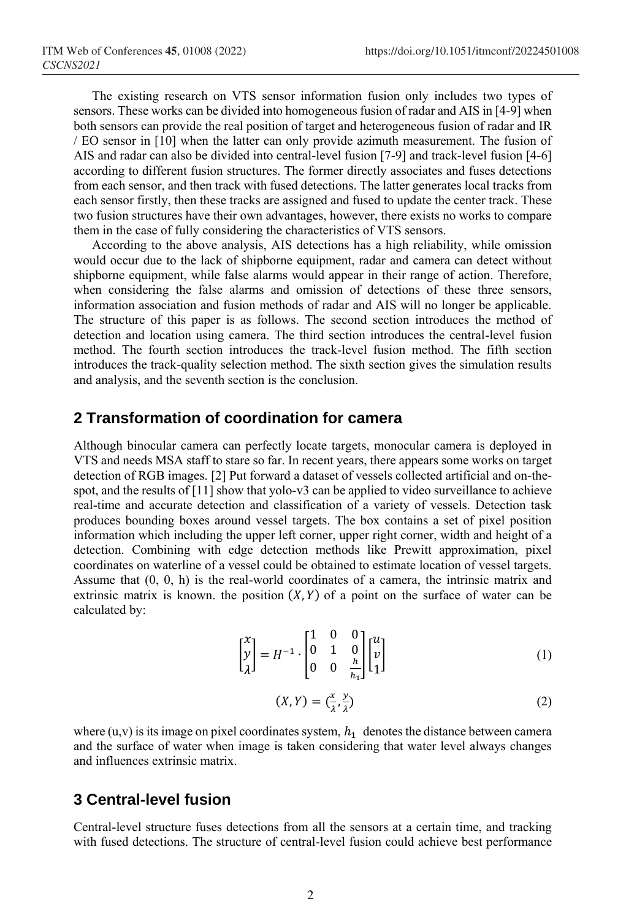The existing research on VTS sensor information fusion only includes two types of sensors. These works can be divided into homogeneous fusion of radar and AIS in [4-9] when both sensors can provide the real position of target and heterogeneous fusion of radar and IR / EO sensor in [10] when the latter can only provide azimuth measurement. The fusion of AIS and radar can also be divided into central-level fusion [7-9] and track-level fusion [4-6] according to different fusion structures. The former directly associates and fuses detections from each sensor, and then track with fused detections. The latter generates local tracks from each sensor firstly, then these tracks are assigned and fused to update the center track. These two fusion structures have their own advantages, however, there exists no works to compare them in the case of fully considering the characteristics of VTS sensors.

According to the above analysis, AIS detections has a high reliability, while omission would occur due to the lack of shipborne equipment, radar and camera can detect without shipborne equipment, while false alarms would appear in their range of action. Therefore, when considering the false alarms and omission of detections of these three sensors, information association and fusion methods of radar and AIS will no longer be applicable. The structure of this paper is as follows. The second section introduces the method of detection and location using camera. The third section introduces the central-level fusion method. The fourth section introduces the track-level fusion method. The fifth section introduces the track-quality selection method. The sixth section gives the simulation results and analysis, and the seventh section is the conclusion.

## 2 Transformation of coordination for camera

Although binocular camera can perfectly locate targets, monocular camera is deployed in VTS and needs MSA staff to stare so far. In recent years, there appears some works on target detection of RGB images. [2] Put forward a dataset of vessels collected artificial and on-the-spot, and the results of [11] show that yolo-v3 can be applied to video surveillance to achieve real-time and accurate detection and classification of a variety of vessels. Detection task produces bounding boxes around vessel targets. The box contains a set of pixel position information which including the upper left corner, upper right corner, width and height of a detection. Combining with edge detection methods like Prewitt approximation, pixel coordinates on waterline of a vessel could be obtained to estimate location of vessel targets. Assume that (0, 0, h) is the real-world coordinates of a camera, the intrinsic matrix and extrinsic matrix is known. the position $(X, Y)$ of a point on the surface of water can be calculated by:

$$\begin{bmatrix} x \\ y \\ \lambda \end{bmatrix} = H^{-1} \cdot \begin{bmatrix} 1 & 0 & 0 \\ 0 & 1 & 0 \\ 0 & 0 & \frac{h}{h_1} \end{bmatrix} \begin{bmatrix} u \\ v \\ 1 \end{bmatrix} \tag{1}$$

$$(X, Y) = \left(\frac{x}{\lambda}, \frac{y}{\lambda}\right) \tag{2}$$

where (u,v) is its image on pixel coordinates system, $h_1$ denotes the distance between camera and the surface of water when image is taken considering that water level always changes and influences extrinsic matrix.

## 3 Central-level fusion

Central-level structure fuses detections from all the sensors at a certain time, and tracking with fused detections. The structure of central-level fusion could achieve best performance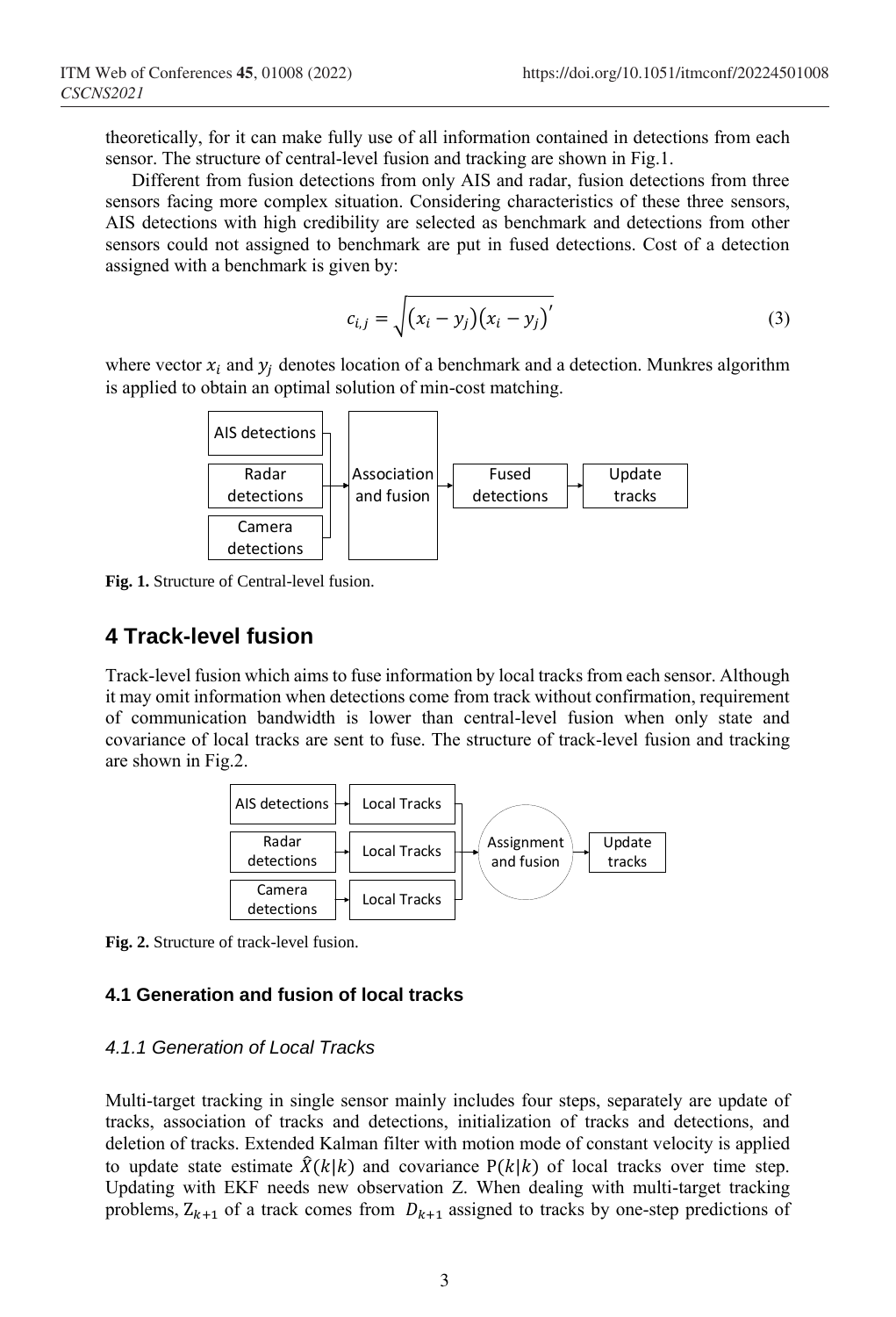theoretically, for it can make fully use of all information contained in detections from each sensor. The structure of central-level fusion and tracking are shown in Fig.1.

Different from fusion detections from only AIS and radar, fusion detections from three sensors facing more complex situation. Considering characteristics of these three sensors, AIS detections with high credibility are selected as benchmark and detections from other sensors could not assigned to benchmark are put in fused detections. Cost of a detection assigned with a benchmark is given by:

$$c_{i,j} = \sqrt{(x_i - y_j)(x_i - y_j)'} \tag{3}$$

where vector $x_i$ and $y_j$ denotes location of a benchmark and a detection. Munkres algorithm is applied to obtain an optimal solution of min-cost matching.

AIS detections | Radar detections | Camera detections → Association and fusion → Fused detections → Update tracks

**Fig. 1.** Structure of Central-level fusion.

## 4 Track-level fusion

Track-level fusion which aims to fuse information by local tracks from each sensor. Although it may omit information when detections come from track without confirmation, requirement of communication bandwidth is lower than central-level fusion when only state and covariance of local tracks are sent to fuse. The structure of track-level fusion and tracking are shown in Fig.2.

AIS detections → Local Tracks; Radar detections → Local Tracks; Camera detections → Local Tracks → Assignment and fusion → Update tracks

**Fig. 2.** Structure of track-level fusion.

### 4.1 Generation and fusion of local tracks

#### *4.1.1 Generation of Local Tracks*

Multi-target tracking in single sensor mainly includes four steps, separately are update of tracks, association of tracks and detections, initialization of tracks and detections, and deletion of tracks. Extended Kalman filter with motion mode of constant velocity is applied to update state estimate $\hat{X}(k|k)$ and covariance $\mathrm{P}(k|k)$ of local tracks over time step. Updating with EKF needs new observation Z. When dealing with multi-target tracking problems, $\mathrm{Z}_{k+1}$ of a track comes from $D_{k+1}$ assigned to tracks by one-step predictions of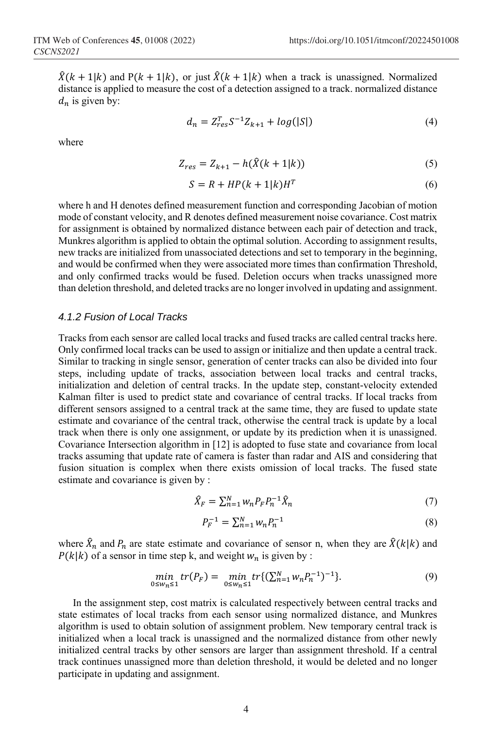$\hat{X}(k+1|k)$ and $P(k+1|k)$, or just $\hat{X}(k+1|k)$ when a track is unassigned. Normalized distance is applied to measure the cost of a detection assigned to a track. normalized distance $d_n$ is given by:

$$d_n = Z_{res}^T S^{-1} Z_{k+1} + log(|S|) \tag{4}$$

where

$$Z_{res} = Z_{k+1} - h(\hat{X}(k+1|k)) \tag{5}$$

$$S = R + HP(k+1|k)H^T \tag{6}$$

where h and H denotes defined measurement function and corresponding Jacobian of motion mode of constant velocity, and R denotes defined measurement noise covariance. Cost matrix for assignment is obtained by normalized distance between each pair of detection and track, Munkres algorithm is applied to obtain the optimal solution. According to assignment results, new tracks are initialized from unassociated detections and set to temporary in the beginning, and would be confirmed when they were associated more times than confirmation Threshold, and only confirmed tracks would be fused. Deletion occurs when tracks unassigned more than deletion threshold, and deleted tracks are no longer involved in updating and assignment.

#### *4.1.2 Fusion of Local Tracks*

Tracks from each sensor are called local tracks and fused tracks are called central tracks here. Only confirmed local tracks can be used to assign or initialize and then update a central track. Similar to tracking in single sensor, generation of center tracks can also be divided into four steps, including update of tracks, association between local tracks and central tracks, initialization and deletion of central tracks. In the update step, constant-velocity extended Kalman filter is used to predict state and covariance of central tracks. If local tracks from different sensors assigned to a central track at the same time, they are fused to update state estimate and covariance of the central track, otherwise the central track is update by a local track when there is only one assignment, or update by its prediction when it is unassigned. Covariance Intersection algorithm in [12] is adopted to fuse state and covariance from local tracks assuming that update rate of camera is faster than radar and AIS and considering that fusion situation is complex when there exists omission of local tracks. The fused state estimate and covariance is given by :

$$\hat{X}_F = \sum_{n=1}^{N} w_n P_F P_n^{-1} \hat{X}_n \tag{7}$$

$$P_F^{-1} = \sum_{n=1}^{N} w_n P_n^{-1} \tag{8}$$

where $\hat{X}_n$ and $P_n$ are state estimate and covariance of sensor n, when they are $\hat{X}(k|k)$ and $P(k|k)$ of a sensor in time step k, and weight $w_n$ is given by :

$$\min_{0 \le w_n \le 1} tr(P_F) = \min_{0 \le w_n \le 1} tr\{(\sum_{n=1}^{N} w_n P_n^{-1})^{-1}\}. \tag{9}$$

In the assignment step, cost matrix is calculated respectively between central tracks and state estimates of local tracks from each sensor using normalized distance, and Munkres algorithm is used to obtain solution of assignment problem. New temporary central track is initialized when a local track is unassigned and the normalized distance from other newly initialized central tracks by other sensors are larger than assignment threshold. If a central track continues unassigned more than deletion threshold, it would be deleted and no longer participate in updating and assignment.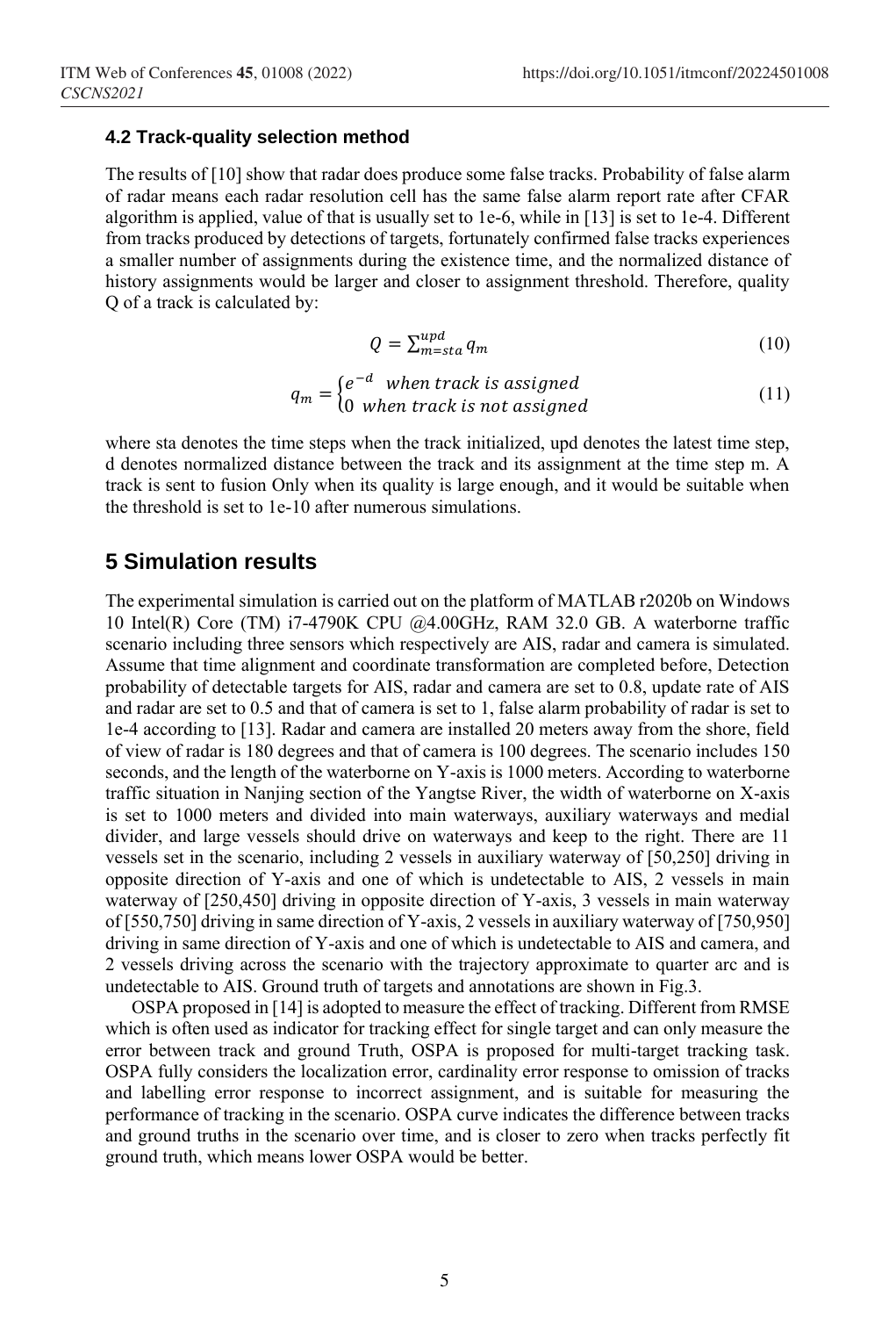### 4.2 Track-quality selection method

The results of [10] show that radar does produce some false tracks. Probability of false alarm of radar means each radar resolution cell has the same false alarm report rate after CFAR algorithm is applied, value of that is usually set to 1e-6, while in [13] is set to 1e-4. Different from tracks produced by detections of targets, fortunately confirmed false tracks experiences a smaller number of assignments during the existence time, and the normalized distance of history assignments would be larger and closer to assignment threshold. Therefore, quality Q of a track is calculated by:

$$Q = \sum_{m=sta}^{upd} q_m \tag{10}$$

$$q_m = \begin{cases} e^{-d} & when\ track\ is\ assigned \\ 0 & when\ track\ is\ not\ assigned \end{cases} \tag{11}$$

where sta denotes the time steps when the track initialized, upd denotes the latest time step, d denotes normalized distance between the track and its assignment at the time step m. A track is sent to fusion Only when its quality is large enough, and it would be suitable when the threshold is set to 1e-10 after numerous simulations.

## 5 Simulation results

The experimental simulation is carried out on the platform of MATLAB r2020b on Windows 10 Intel(R) Core (TM) i7-4790K CPU @4.00GHz, RAM 32.0 GB. A waterborne traffic scenario including three sensors which respectively are AIS, radar and camera is simulated. Assume that time alignment and coordinate transformation are completed before, Detection probability of detectable targets for AIS, radar and camera are set to 0.8, update rate of AIS and radar are set to 0.5 and that of camera is set to 1, false alarm probability of radar is set to 1e-4 according to [13]. Radar and camera are installed 20 meters away from the shore, field of view of radar is 180 degrees and that of camera is 100 degrees. The scenario includes 150 seconds, and the length of the waterborne on Y-axis is 1000 meters. According to waterborne traffic situation in Nanjing section of the Yangtse River, the width of waterborne on X-axis is set to 1000 meters and divided into main waterways, auxiliary waterways and medial divider, and large vessels should drive on waterways and keep to the right. There are 11 vessels set in the scenario, including 2 vessels in auxiliary waterway of [50,250] driving in opposite direction of Y-axis and one of which is undetectable to AIS, 2 vessels in main waterway of [250,450] driving in opposite direction of Y-axis, 3 vessels in main waterway of [550,750] driving in same direction of Y-axis, 2 vessels in auxiliary waterway of [750,950] driving in same direction of Y-axis and one of which is undetectable to AIS and camera, and 2 vessels driving across the scenario with the trajectory approximate to quarter arc and is undetectable to AIS. Ground truth of targets and annotations are shown in Fig.3.

OSPA proposed in [14] is adopted to measure the effect of tracking. Different from RMSE which is often used as indicator for tracking effect for single target and can only measure the error between track and ground Truth, OSPA is proposed for multi-target tracking task. OSPA fully considers the localization error, cardinality error response to omission of tracks and labelling error response to incorrect assignment, and is suitable for measuring the performance of tracking in the scenario. OSPA curve indicates the difference between tracks and ground truths in the scenario over time, and is closer to zero when tracks perfectly fit ground truth, which means lower OSPA would be better.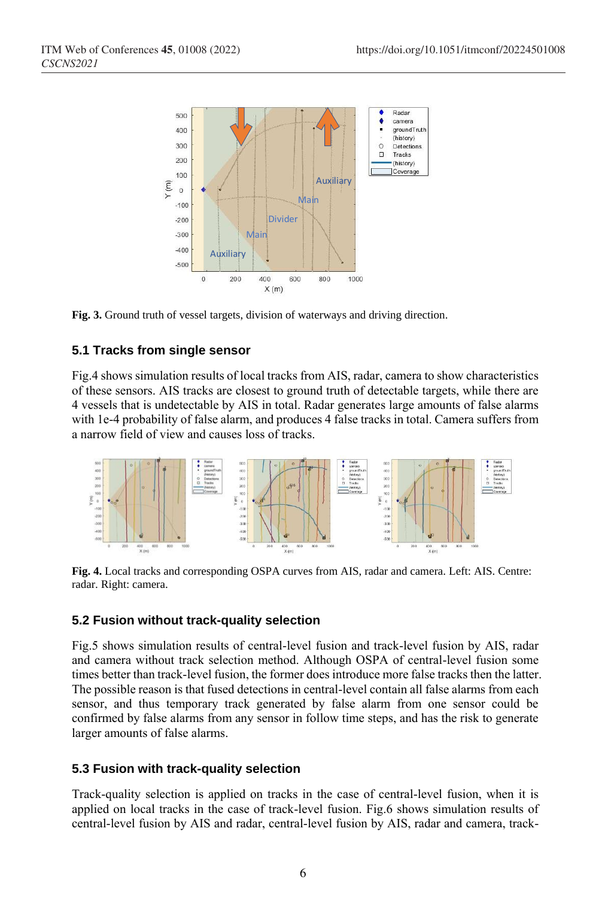**Fig. 3.** Ground truth of vessel targets, division of waterways and driving direction.

### 5.1 Tracks from single sensor

Fig.4 shows simulation results of local tracks from AIS, radar, camera to show characteristics of these sensors. AIS tracks are closest to ground truth of detectable targets, while there are 4 vessels that is undetectable by AIS in total. Radar generates large amounts of false alarms with 1e-4 probability of false alarm, and produces 4 false tracks in total. Camera suffers from a narrow field of view and causes loss of tracks.

**Fig. 4.** Local tracks and corresponding OSPA curves from AIS, radar and camera. Left: AIS. Centre: radar. Right: camera.

### 5.2 Fusion without track-quality selection

Fig.5 shows simulation results of central-level fusion and track-level fusion by AIS, radar and camera without track selection method. Although OSPA of central-level fusion some times better than track-level fusion, the former does introduce more false tracks then the latter. The possible reason is that fused detections in central-level contain all false alarms from each sensor, and thus temporary track generated by false alarm from one sensor could be confirmed by false alarms from any sensor in follow time steps, and has the risk to generate larger amounts of false alarms.

### 5.3 Fusion with track-quality selection

Track-quality selection is applied on tracks in the case of central-level fusion, when it is applied on local tracks in the case of track-level fusion. Fig.6 shows simulation results of central-level fusion by AIS and radar, central-level fusion by AIS, radar and camera, track-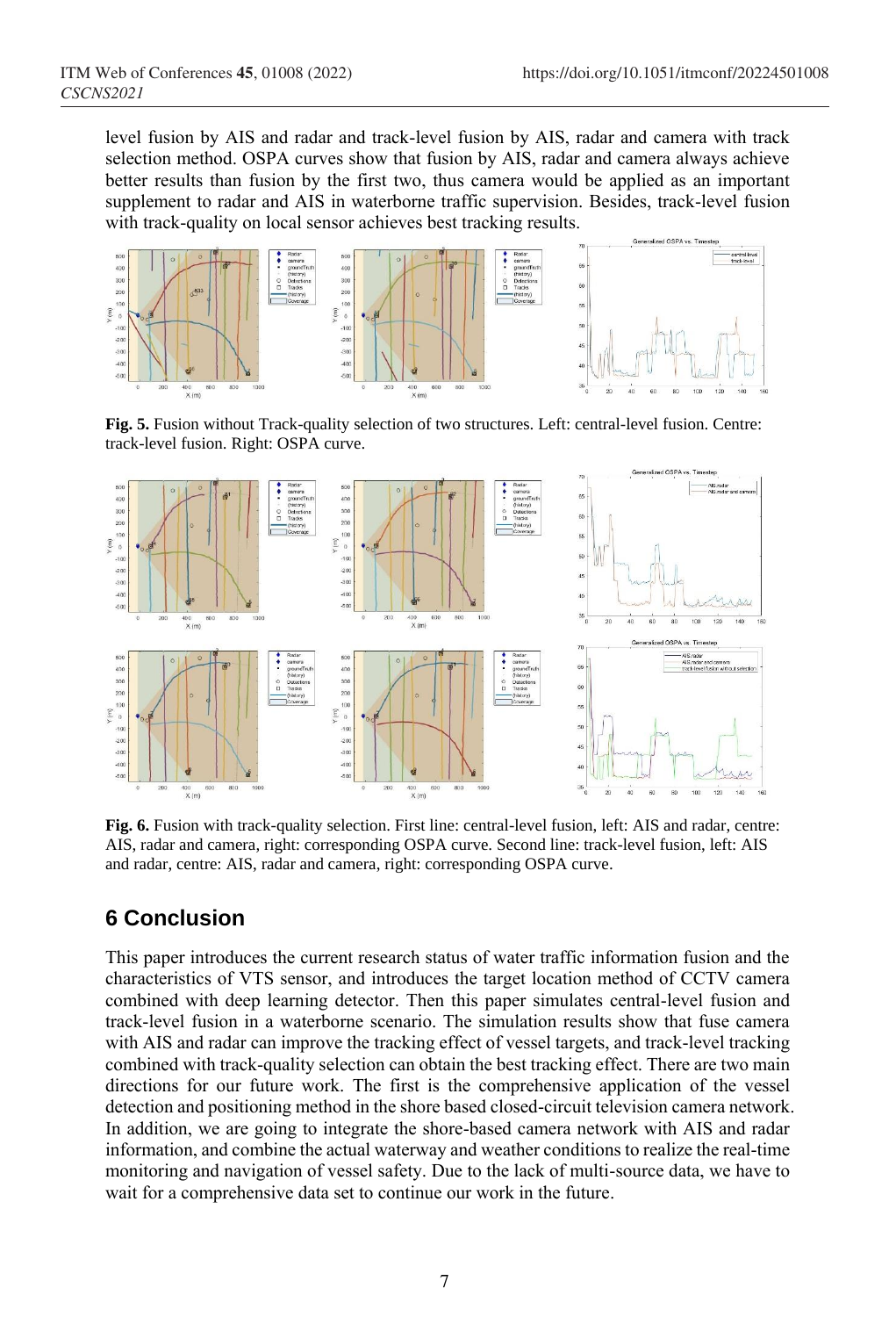level fusion by AIS and radar and track-level fusion by AIS, radar and camera with track selection method. OSPA curves show that fusion by AIS, radar and camera always achieve better results than fusion by the first two, thus camera would be applied as an important supplement to radar and AIS in waterborne traffic supervision. Besides, track-level fusion with track-quality on local sensor achieves best tracking results.

**Fig. 5.** Fusion without Track-quality selection of two structures. Left: central-level fusion. Centre: track-level fusion. Right: OSPA curve.

**Fig. 6.** Fusion with track-quality selection. First line: central-level fusion, left: AIS and radar, centre: AIS, radar and camera, right: corresponding OSPA curve. Second line: track-level fusion, left: AIS and radar, centre: AIS, radar and camera, right: corresponding OSPA curve.

## 6 Conclusion

This paper introduces the current research status of water traffic information fusion and the characteristics of VTS sensor, and introduces the target location method of CCTV camera combined with deep learning detector. Then this paper simulates central-level fusion and track-level fusion in a waterborne scenario. The simulation results show that fuse camera with AIS and radar can improve the tracking effect of vessel targets, and track-level tracking combined with track-quality selection can obtain the best tracking effect. There are two main directions for our future work. The first is the comprehensive application of the vessel detection and positioning method in the shore based closed-circuit television camera network. In addition, we are going to integrate the shore-based camera network with AIS and radar information, and combine the actual waterway and weather conditions to realize the real-time monitoring and navigation of vessel safety. Due to the lack of multi-source data, we have to wait for a comprehensive data set to continue our work in the future.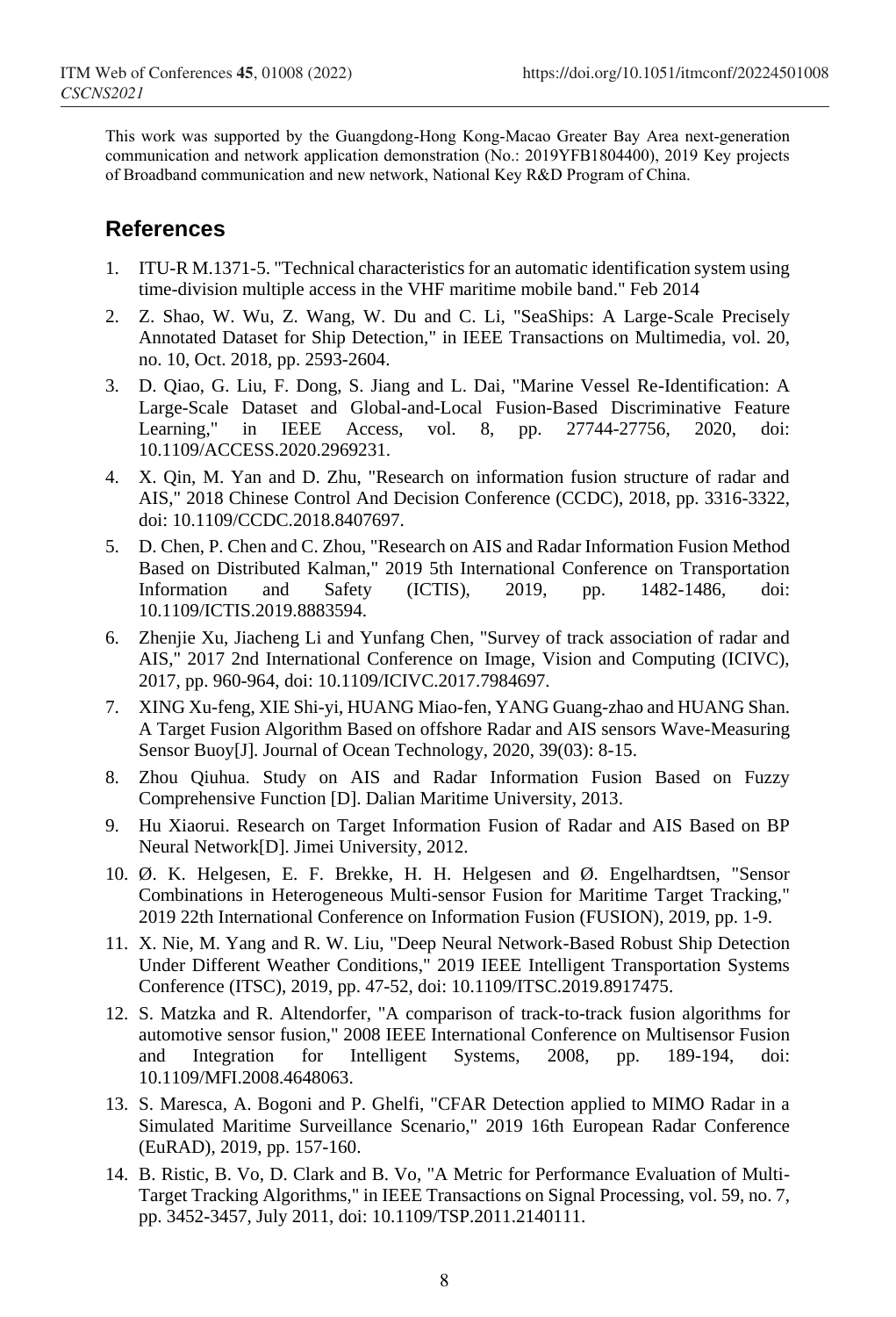This work was supported by the Guangdong-Hong Kong-Macao Greater Bay Area next-generation communication and network application demonstration (No.: 2019YFB1804400), 2019 Key projects of Broadband communication and new network, National Key R&D Program of China.

## References

1. ITU-R M.1371-5. "Technical characteristics for an automatic identification system using time-division multiple access in the VHF maritime mobile band." Feb 2014
2. Z. Shao, W. Wu, Z. Wang, W. Du and C. Li, "SeaShips: A Large-Scale Precisely Annotated Dataset for Ship Detection," in IEEE Transactions on Multimedia, vol. 20, no. 10, Oct. 2018, pp. 2593-2604.
3. D. Qiao, G. Liu, F. Dong, S. Jiang and L. Dai, "Marine Vessel Re-Identification: A Large-Scale Dataset and Global-and-Local Fusion-Based Discriminative Feature Learning," in IEEE Access, vol. 8, pp. 27744-27756, 2020, doi: 10.1109/ACCESS.2020.2969231.
4. X. Qin, M. Yan and D. Zhu, "Research on information fusion structure of radar and AIS," 2018 Chinese Control And Decision Conference (CCDC), 2018, pp. 3316-3322, doi: 10.1109/CCDC.2018.8407697.
5. D. Chen, P. Chen and C. Zhou, "Research on AIS and Radar Information Fusion Method Based on Distributed Kalman," 2019 5th International Conference on Transportation Information and Safety (ICTIS), 2019, pp. 1482-1486, doi: 10.1109/ICTIS.2019.8883594.
6. Zhenjie Xu, Jiacheng Li and Yunfang Chen, "Survey of track association of radar and AIS," 2017 2nd International Conference on Image, Vision and Computing (ICIVC), 2017, pp. 960-964, doi: 10.1109/ICIVC.2017.7984697.
7. XING Xu-feng, XIE Shi-yi, HUANG Miao-fen, YANG Guang-zhao and HUANG Shan. A Target Fusion Algorithm Based on offshore Radar and AIS sensors Wave-Measuring Sensor Buoy[J]. Journal of Ocean Technology, 2020, 39(03): 8-15.
8. Zhou Qiuhua. Study on AIS and Radar Information Fusion Based on Fuzzy Comprehensive Function [D]. Dalian Maritime University, 2013.
9. Hu Xiaorui. Research on Target Information Fusion of Radar and AIS Based on BP Neural Network[D]. Jimei University, 2012.
10. Ø. K. Helgesen, E. F. Brekke, H. H. Helgesen and Ø. Engelhardtsen, "Sensor Combinations in Heterogeneous Multi-sensor Fusion for Maritime Target Tracking," 2019 22th International Conference on Information Fusion (FUSION), 2019, pp. 1-9.
11. X. Nie, M. Yang and R. W. Liu, "Deep Neural Network-Based Robust Ship Detection Under Different Weather Conditions," 2019 IEEE Intelligent Transportation Systems Conference (ITSC), 2019, pp. 47-52, doi: 10.1109/ITSC.2019.8917475.
12. S. Matzka and R. Altendorfer, "A comparison of track-to-track fusion algorithms for automotive sensor fusion," 2008 IEEE International Conference on Multisensor Fusion and Integration for Intelligent Systems, 2008, pp. 189-194, doi: 10.1109/MFI.2008.4648063.
13. S. Maresca, A. Bogoni and P. Ghelfi, "CFAR Detection applied to MIMO Radar in a Simulated Maritime Surveillance Scenario," 2019 16th European Radar Conference (EuRAD), 2019, pp. 157-160.
14. B. Ristic, B. Vo, D. Clark and B. Vo, "A Metric for Performance Evaluation of Multi-Target Tracking Algorithms," in IEEE Transactions on Signal Processing, vol. 59, no. 7, pp. 3452-3457, July 2011, doi: 10.1109/TSP.2011.2140111.